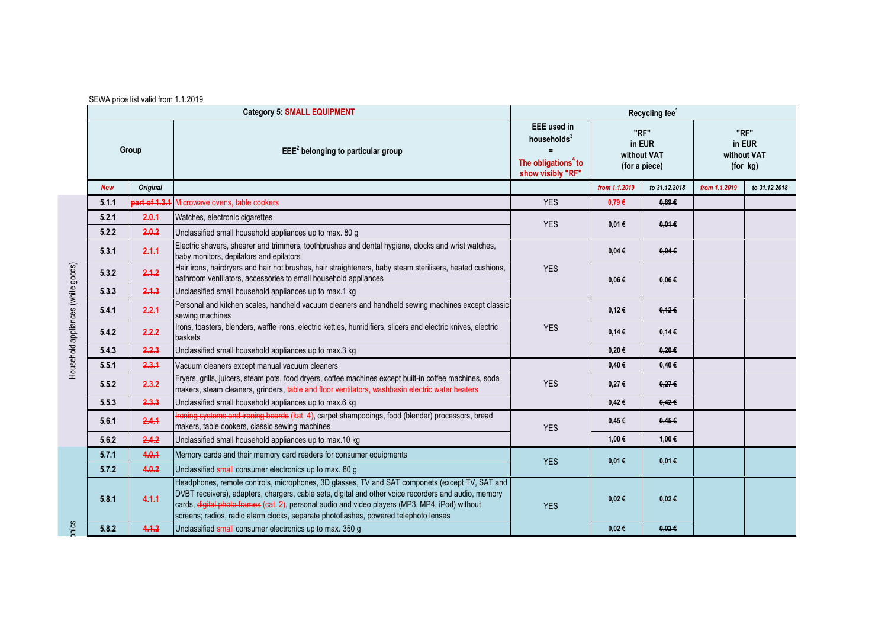SEWA price list valid from 1.1.2019

| | Group | | EEE[2] belonging to particular group | EEE used in households[3] = The obligations[4] to show visibly "RF" | Recycling fee[1] "RF" in EUR without VAT (for a piece) | | "RF" in EUR without VAT (for kg) | |
|---|---|---|---|---|---|---|---|---|
| | **Category 5: SMALL EQUIPMENT** | | | | | | | |
| | New | Original | | | from 1.1.2019 | to 31.12.2018 | from 1.1.2019 | to 31.12.2018 |
| Household appliances (white goods) | 5.1.1 | ~~part of 1.3.1~~ | Microwave ovens, table cookers | YES | 0,79 € | ~~0,89 €~~ | | |
| | 5.2.1 | ~~2.0.1~~ | Watches, electronic cigarettes | YES | 0,01 € | ~~0,01 €~~ | | |
| | 5.2.2 | ~~2.0.2~~ | Unclassified small household appliances up to max. 80 g | | | | | |
| | 5.3.1 | ~~2.1.1~~ | Electric shavers, shearer and trimmers, toothbrushes and dental hygiene, clocks and wrist watches, baby monitors, depilators and epilators | YES | 0,04 € | ~~0,04 €~~ | | |
| | 5.3.2 | ~~2.1.2~~ | Hair irons, hairdryers and hair hot brushes, hair straighteners, baby steam sterilisers, heated cushions, bathroom ventilators, accessories to small household appliances | | 0,06 € | ~~0,06 €~~ | | |
| | 5.3.3 | ~~2.1.3~~ | Unclassified small household appliances up to max.1 kg | | | | | |
| | 5.4.1 | ~~2.2.1~~ | Personal and kitchen scales, handheld vacuum cleaners and handheld sewing machines except classic sewing machines | YES | 0,12 € | ~~0,12 €~~ | | |
| | 5.4.2 | ~~2.2.2~~ | Irons, toasters, blenders, waffle irons, electric kettles, humidifiers, slicers and electric knives, electric baskets | | 0,14 € | ~~0,14 €~~ | | |
| | 5.4.3 | ~~2.2.3~~ | Unclassified small household appliances up to max.3 kg | | 0,20 € | ~~0,20 €~~ | | |
| | 5.5.1 | ~~2.3.1~~ | Vacuum cleaners except manual vacuum cleaners | YES | 0,40 € | ~~0,40 €~~ | | |
| | 5.5.2 | ~~2.3.2~~ | Fryers, grills, juicers, steam pots, food dryers, coffee machines except built-in coffee machines, soda makers, steam cleaners, grinders, table and floor ventilators, washbasin electric water heaters | | 0,27 € | ~~0,27 €~~ | | |
| | 5.5.3 | ~~2.3.3~~ | Unclassified small household appliances up to max.6 kg | | 0,42 € | ~~0,42 €~~ | | |
| | 5.6.1 | ~~2.4.1~~ | ~~Ironing systems and ironing boards~~ (kat. 4), carpet shampooings, food (blender) processors, bread makers, table cookers, classic sewing machines | YES | 0,45 € | ~~0,45 €~~ | | |
| | 5.6.2 | ~~2.4.2~~ | Unclassified small household appliances up to max.10 kg | | 1,00 € | ~~1,00 €~~ | | |
| ...onics | 5.7.1 | ~~4.0.1~~ | Memory cards and their memory card readers for consumer equipments | YES | 0,01 € | ~~0,01 €~~ | | |
| | 5.7.2 | ~~4.0.2~~ | Unclassified small consumer electronics up to max. 80 g | | | | | |
| | 5.8.1 | ~~4.1.1~~ | Headphones, remote controls, microphones, 3D glasses, TV and SAT componets (except TV, SAT and DVBT receivers), adapters, chargers, cable sets, digital and other voice recorders and audio, memory cards, ~~digital photo frames~~ (cat. 2), personal audio and video players (MP3, MP4, iPod) without screens; radios, radio alarm clocks, separate photoflashes, powered telephoto lenses | YES | 0,02 € | ~~0,02 €~~ | | |
| | 5.8.2 | ~~4.1.2~~ | Unclassified small consumer electronics up to max. 350 g | | 0,02 € | ~~0,02 €~~ | | |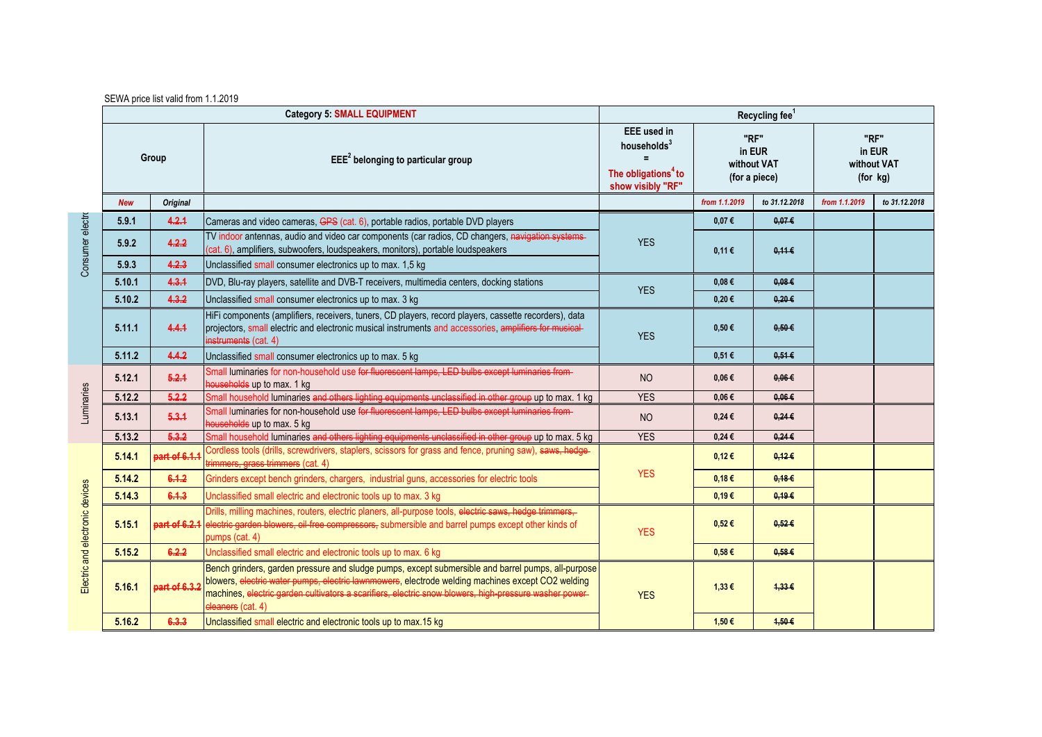SEWA price list valid from 1.1.2019

| | Category 5: SMALL EQUIPMENT | | | Recycling fee[1] | | | | |
|---|---|---|---|---|---|---|---|---|
| | Group | | EEE[2] belonging to particular group | EEE used in households[3] = The obligations[4] to show visibly "RF" | "RF" in EUR without VAT (for a piece) | | "RF" in EUR without VAT (for kg) | |
| | New | Original | | | from 1.1.2019 | to 31.12.2018 | from 1.1.2019 | to 31.12.2018 |
| Consumer electro | 5.9.1 | ~~4.2.1~~ | Cameras and video cameras, ~~GPS~~ (cat. 6), portable radios, portable DVD players | YES | 0,07 € | ~~0,07 €~~ | | |
| | 5.9.2 | ~~4.2.2~~ | TV indoor antennas, audio and video car components (car radios, CD changers, ~~navigation systems~~ (cat. 6), amplifiers, subwoofers, loudspeakers, monitors), portable loudspeakers | | 0,11 € | ~~0,11 €~~ | | |
| | 5.9.3 | ~~4.2.3~~ | Unclassified small consumer electronics up to max. 1,5 kg | | | | | |
| | 5.10.1 | ~~4.3.1~~ | DVD, Blu-ray players, satellite and DVB-T receivers, multimedia centers, docking stations | YES | 0,08 € | ~~0,08 €~~ | | |
| | 5.10.2 | ~~4.3.2~~ | Unclassified small consumer electronics up to max. 3 kg | | 0,20 € | ~~0,20 €~~ | | |
| | 5.11.1 | ~~4.4.1~~ | HiFi components (amplifiers, receivers, tuners, CD players, record players, cassette recorders), data projectors, small electric and electronic musical instruments and accessories, ~~amplifiers for musical instruments~~ (cat. 4) | YES | 0,50 € | ~~0,50 €~~ | | |
| | 5.11.2 | ~~4.4.2~~ | Unclassified small consumer electronics up to max. 5 kg | | 0,51 € | ~~0,51 €~~ | | |
| Luminaries | 5.12.1 | ~~5.2.1~~ | Small luminaries for non-household use ~~for fluorescent lamps, LED bulbs except luminaries from households~~ up to max. 1 kg | NO | 0,06 € | ~~0,06 €~~ | | |
| | 5.12.2 | ~~5.2.2~~ | Small household luminaries ~~and others lighting equipments unclassified in other group~~ up to max. 1 kg | YES | 0,06 € | ~~0,06 €~~ | | |
| | 5.13.1 | ~~5.3.1~~ | Small luminaries for non-household use ~~for fluorescent lamps, LED bulbs except luminaries from households~~ up to max. 5 kg | NO | 0,24 € | ~~0,24 €~~ | | |
| | 5.13.2 | ~~5.3.2~~ | Small household luminaries ~~and others lighting equipments unclassified in other group~~ up to max. 5 kg | YES | 0,24 € | ~~0,24 €~~ | | |
| Electric and electronic devices | 5.14.1 | ~~part of 6.1.1~~ | Cordless tools (drills, screwdrivers, staplers, scissors for grass and fence, pruning saw), ~~saws, hedge trimmers, grass trimmers~~ (cat. 4) | YES | 0,12 € | ~~0,12 €~~ | | |
| | 5.14.2 | ~~6.1.2~~ | Grinders except bench grinders, chargers, industrial guns, accessories for electric tools | | 0,18 € | ~~0,18 €~~ | | |
| | 5.14.3 | ~~6.1.3~~ | Unclassified small electric and electronic tools up to max. 3 kg | | 0,19 € | ~~0,19 €~~ | | |
| | 5.15.1 | ~~part of 6.2.1~~ | Drills, milling machines, routers, electric planers, all-purpose tools, ~~electric saws, hedge trimmers, electric garden blowers, oil-free compressors,~~ submersible and barrel pumps except other kinds of pumps (cat. 4) | YES | 0,52 € | ~~0,52 €~~ | | |
| | 5.15.2 | ~~6.2.2~~ | Unclassified small electric and electronic tools up to max. 6 kg | | 0,58 € | ~~0,58 €~~ | | |
| | 5.16.1 | ~~part of 6.3.2~~ | Bench grinders, garden pressure and sludge pumps, except submersible and barrel pumps, all-purpose blowers, ~~electric water pumps, electric lawnmowers~~, electrode welding machines except CO2 welding machines, ~~electric garden cultivators a scarifiers, electric snow blowers, high-pressure washer power cleaners~~ (cat. 4) | YES | 1,33 € | ~~1,33 €~~ | | |
| | 5.16.2 | ~~6.3.3~~ | Unclassified small electric and electronic tools up to max.15 kg | | 1,50 € | ~~1,50 €~~ | | |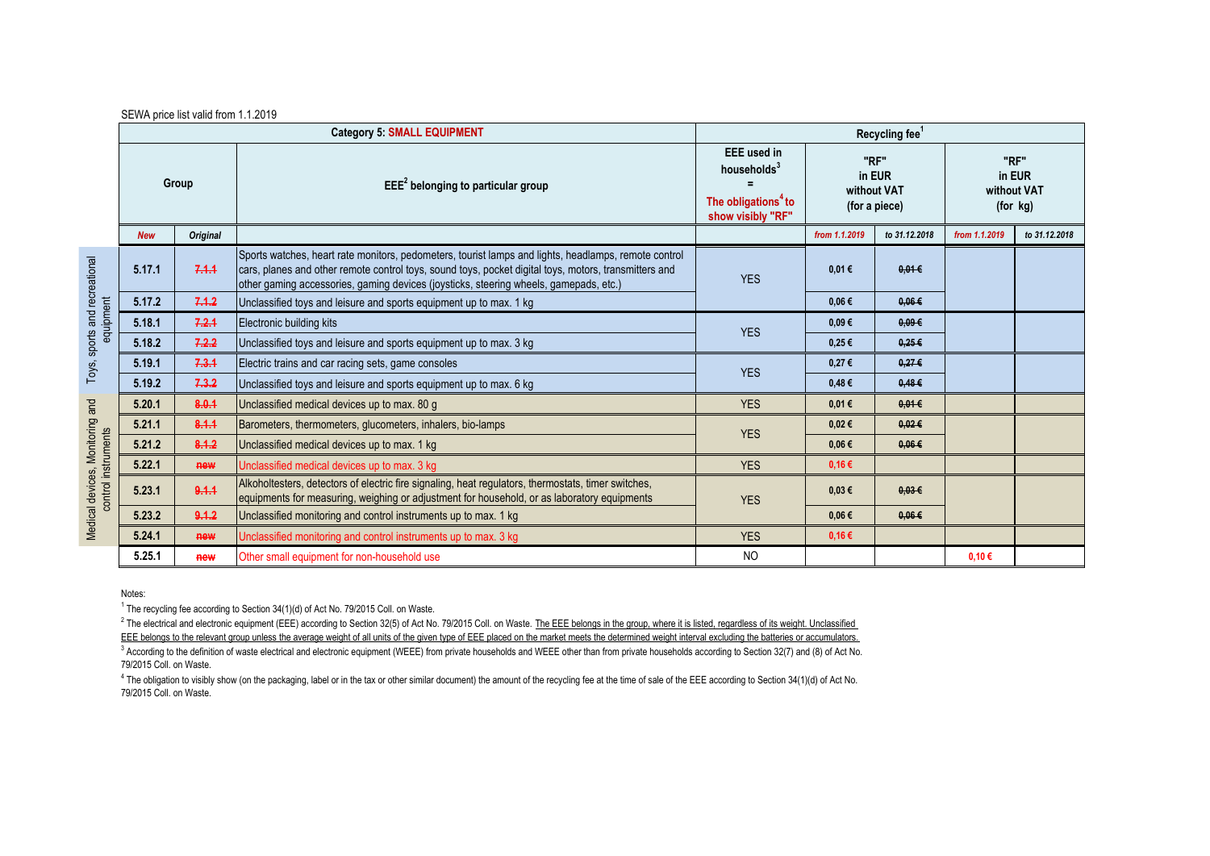SEWA price list valid from 1.1.2019

| | Category 5: SMALL EQUIPMENT | | | Recycling fee[1] | | | | |
|---|---|---|---|---|---|---|---|---|
| | Group | | EEE[2] belonging to particular group | EEE used in households[3] = The obligations[4] to show visibly "RF" | "RF" in EUR without VAT (for a piece) | | "RF" in EUR without VAT (for kg) | |
| | New | Original | | | from 1.1.2019 | to 31.12.2018 | from 1.1.2019 | to 31.12.2018 |
| Toys, sports and recreational equipment | 5.17.1 | ~~7.1.1~~ | Sports watches, heart rate monitors, pedometers, tourist lamps and lights, headlamps, remote control cars, planes and other remote control toys, sound toys, pocket digital toys, motors, transmitters and other gaming accessories, gaming devices (joysticks, steering wheels, gamepads, etc.) | YES | 0,01 € | ~~0,01 €~~ | | |
| | 5.17.2 | ~~7.1.2~~ | Unclassified toys and leisure and sports equipment up to max. 1 kg | | 0,06 € | ~~0,06 €~~ | | |
| | 5.18.1 | ~~7.2.1~~ | Electronic building kits | YES | 0,09 € | ~~0,09 €~~ | | |
| | 5.18.2 | ~~7.2.2~~ | Unclassified toys and leisure and sports equipment up to max. 3 kg | | 0,25 € | ~~0,25 €~~ | | |
| | 5.19.1 | ~~7.3.1~~ | Electric trains and car racing sets, game consoles | YES | 0,27 € | ~~0,27 €~~ | | |
| | 5.19.2 | ~~7.3.2~~ | Unclassified toys and leisure and sports equipment up to max. 6 kg | | 0,48 € | ~~0,48 €~~ | | |
| Medical devices, Monitoring and control instruments | 5.20.1 | ~~8.0.1~~ | Unclassified medical devices up to max. 80 g | YES | 0,01 € | ~~0,01 €~~ | | |
| | 5.21.1 | ~~8.1.1~~ | Barometers, thermometers, glucometers, inhalers, bio-lamps | YES | 0,02 € | ~~0,02 €~~ | | |
| | 5.21.2 | ~~8.1.2~~ | Unclassified medical devices up to max. 1 kg | | 0,06 € | ~~0,06 €~~ | | |
| | 5.22.1 | ~~new~~ | Unclassified medical devices up to max. 3 kg | YES | 0,16 € | | | |
| | 5.23.1 | ~~9.1.1~~ | Alkoholtesters, detectors of electric fire signaling, heat regulators, thermostats, timer switches, equipments for measuring, weighing or adjustment for household, or as laboratory equipments | YES | 0,03 € | ~~0,03 €~~ | | |
| | 5.23.2 | ~~9.1.2~~ | Unclassified monitoring and control instruments up to max. 1 kg | | 0,06 € | ~~0,06 €~~ | | |
| | 5.24.1 | ~~new~~ | Unclassified monitoring and control instruments up to max. 3 kg | YES | 0,16 € | | | |
| | 5.25.1 | ~~new~~ | Other small equipment for non-household use | NO | | | 0,10 € | |

Notes:

[1] The recycling fee according to Section 34(1)(d) of Act No. 79/2015 Coll. on Waste.

[2] The electrical and electronic equipment (EEE) according to Section 32(5) of Act No. 79/2015 Coll. on Waste. The EEE belongs in the group, where it is listed, regardless of its weight. Unclassified EEE belongs to the relevant group unless the average weight of all units of the given type of EEE placed on the market meets the determined weight interval excluding the batteries or accumulators.

[3] According to the definition of waste electrical and electronic equipment (WEEE) from private households and WEEE other than from private households according to Section 32(7) and (8) of Act No. 79/2015 Coll. on Waste.

[4] The obligation to visibly show (on the packaging, label or in the tax or other similar document) the amount of the recycling fee at the time of sale of the EEE according to Section 34(1)(d) of Act No. 79/2015 Coll. on Waste.